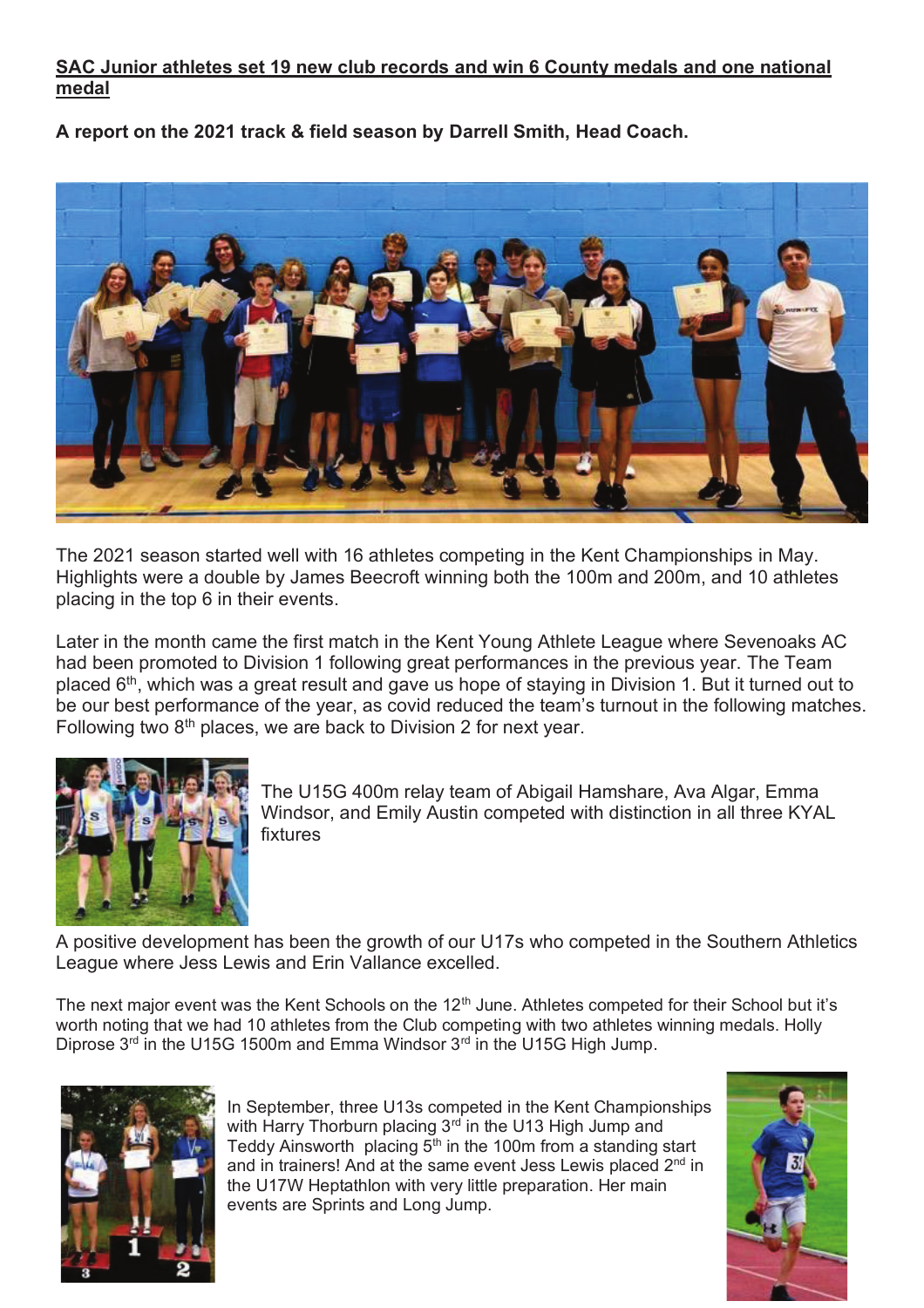**SAC Junior athletes set 19 new club records and win 6 County medals and one national medal**

**A report on the 2021 track & field season by Darrell Smith, Head Coach.**

The 2021 season started well with 16 athletes competing in the Kent Championships in May. Highlights were a double by James Beecroft winning both the 100m and 200m, and 10 athletes placing in the top 6 in their events.

Later in the month came the first match in the Kent Young Athlete League where Sevenoaks AC had been promoted to Division 1 following great performances in the previous year. The Team placed 6th, which was a great result and gave us hope of staying in Division 1. But it turned out to be our best performance of the year, as covid reduced the team's turnout in the following matches. Following two 8th places, we are back to Division 2 for next year.

The U15G 400m relay team of Abigail Hamshare, Ava Algar, Emma Windsor, and Emily Austin competed with distinction in all three KYAL fixtures

A positive development has been the growth of our U17s who competed in the Southern Athletics League where Jess Lewis and Erin Vallance excelled.

The next major event was the Kent Schools on the 12th June. Athletes competed for their School but it's worth noting that we had 10 athletes from the Club competing with two athletes winning medals. Holly Diprose 3rd in the U15G 1500m and Emma Windsor 3rd in the U15G High Jump.

In September, three U13s competed in the Kent Championships with Harry Thorburn placing 3rd in the U13 High Jump and Teddy Ainsworth placing 5th in the 100m from a standing start and in trainers! And at the same event Jess Lewis placed 2nd in the U17W Heptathlon with very little preparation. Her main events are Sprints and Long Jump.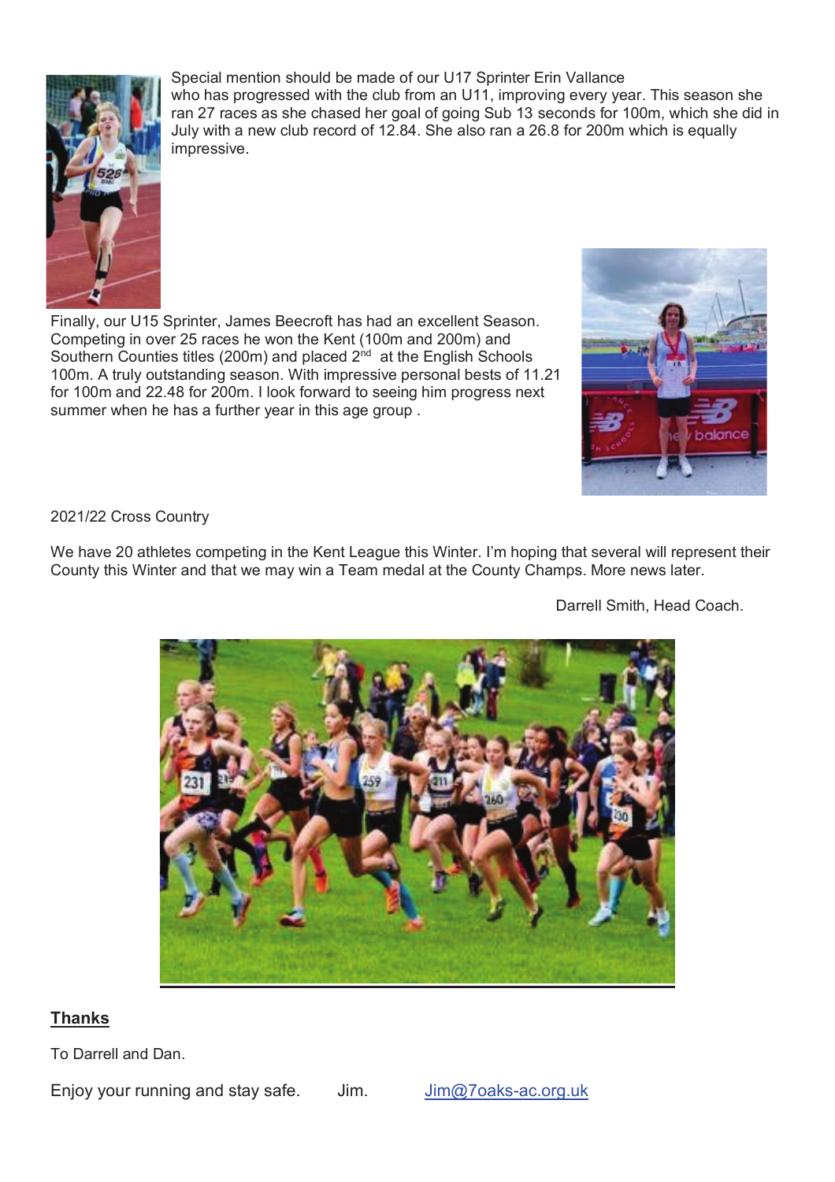Special mention should be made of our U17 Sprinter Erin Vallance who has progressed with the club from an U11, improving every year. This season she ran 27 races as she chased her goal of going Sub 13 seconds for 100m, which she did in July with a new club record of 12.84. She also ran a 26.8 for 200m which is equally impressive.

Finally, our U15 Sprinter, James Beecroft has had an excellent Season. Competing in over 25 races he won the Kent (100m and 200m) and Southern Counties titles (200m) and placed 2nd at the English Schools 100m. A truly outstanding season. With impressive personal bests of 11.21 for 100m and 22.48 for 200m. I look forward to seeing him progress next summer when he has a further year in this age group .

2021/22 Cross Country

We have 20 athletes competing in the Kent League this Winter. I'm hoping that several will represent their County this Winter and that we may win a Team medal at the County Champs. More news later.

Darrell Smith, Head Coach.

## Thanks

To Darrell and Dan.

Enjoy your running and stay safe. Jim. Jim@7oaks-ac.org.uk